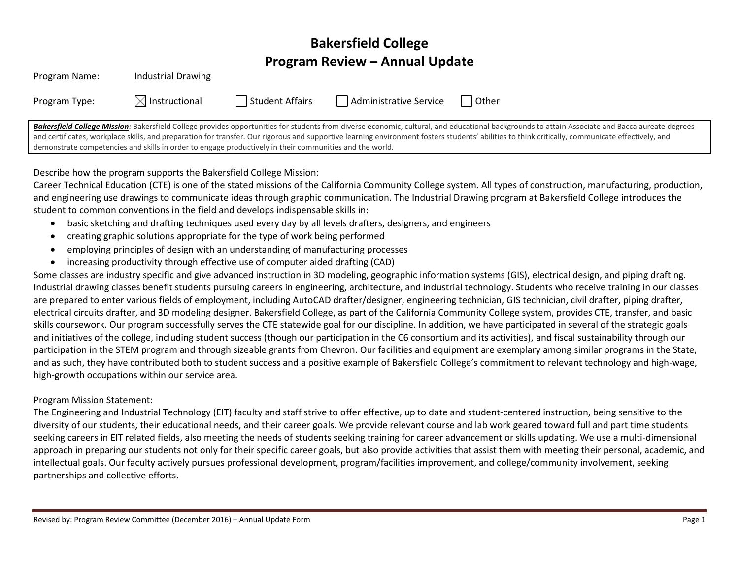# Bakersfield College
# Program Review – Annual Update

Program Name: Industrial Drawing

Program Type: ☒ Instructional ☐ Student Affairs ☐ Administrative Service ☐ Other

***Bakersfield College Mission**:* Bakersfield College provides opportunities for students from diverse economic, cultural, and educational backgrounds to attain Associate and Baccalaureate degrees and certificates, workplace skills, and preparation for transfer. Our rigorous and supportive learning environment fosters students' abilities to think critically, communicate effectively, and demonstrate competencies and skills in order to engage productively in their communities and the world.

Describe how the program supports the Bakersfield College Mission:

Career Technical Education (CTE) is one of the stated missions of the California Community College system. All types of construction, manufacturing, production, and engineering use drawings to communicate ideas through graphic communication. The Industrial Drawing program at Bakersfield College introduces the student to common conventions in the field and develops indispensable skills in:

- basic sketching and drafting techniques used every day by all levels drafters, designers, and engineers
- creating graphic solutions appropriate for the type of work being performed
- employing principles of design with an understanding of manufacturing processes
- increasing productivity through effective use of computer aided drafting (CAD)

Some classes are industry specific and give advanced instruction in 3D modeling, geographic information systems (GIS), electrical design, and piping drafting. Industrial drawing classes benefit students pursuing careers in engineering, architecture, and industrial technology. Students who receive training in our classes are prepared to enter various fields of employment, including AutoCAD drafter/designer, engineering technician, GIS technician, civil drafter, piping drafter, electrical circuits drafter, and 3D modeling designer. Bakersfield College, as part of the California Community College system, provides CTE, transfer, and basic skills coursework. Our program successfully serves the CTE statewide goal for our discipline. In addition, we have participated in several of the strategic goals and initiatives of the college, including student success (though our participation in the C6 consortium and its activities), and fiscal sustainability through our participation in the STEM program and through sizeable grants from Chevron. Our facilities and equipment are exemplary among similar programs in the State, and as such, they have contributed both to student success and a positive example of Bakersfield College's commitment to relevant technology and high-wage, high-growth occupations within our service area.

Program Mission Statement:

The Engineering and Industrial Technology (EIT) faculty and staff strive to offer effective, up to date and student-centered instruction, being sensitive to the diversity of our students, their educational needs, and their career goals. We provide relevant course and lab work geared toward full and part time students seeking careers in EIT related fields, also meeting the needs of students seeking training for career advancement or skills updating. We use a multi-dimensional approach in preparing our students not only for their specific career goals, but also provide activities that assist them with meeting their personal, academic, and intellectual goals. Our faculty actively pursues professional development, program/facilities improvement, and college/community involvement, seeking partnerships and collective efforts.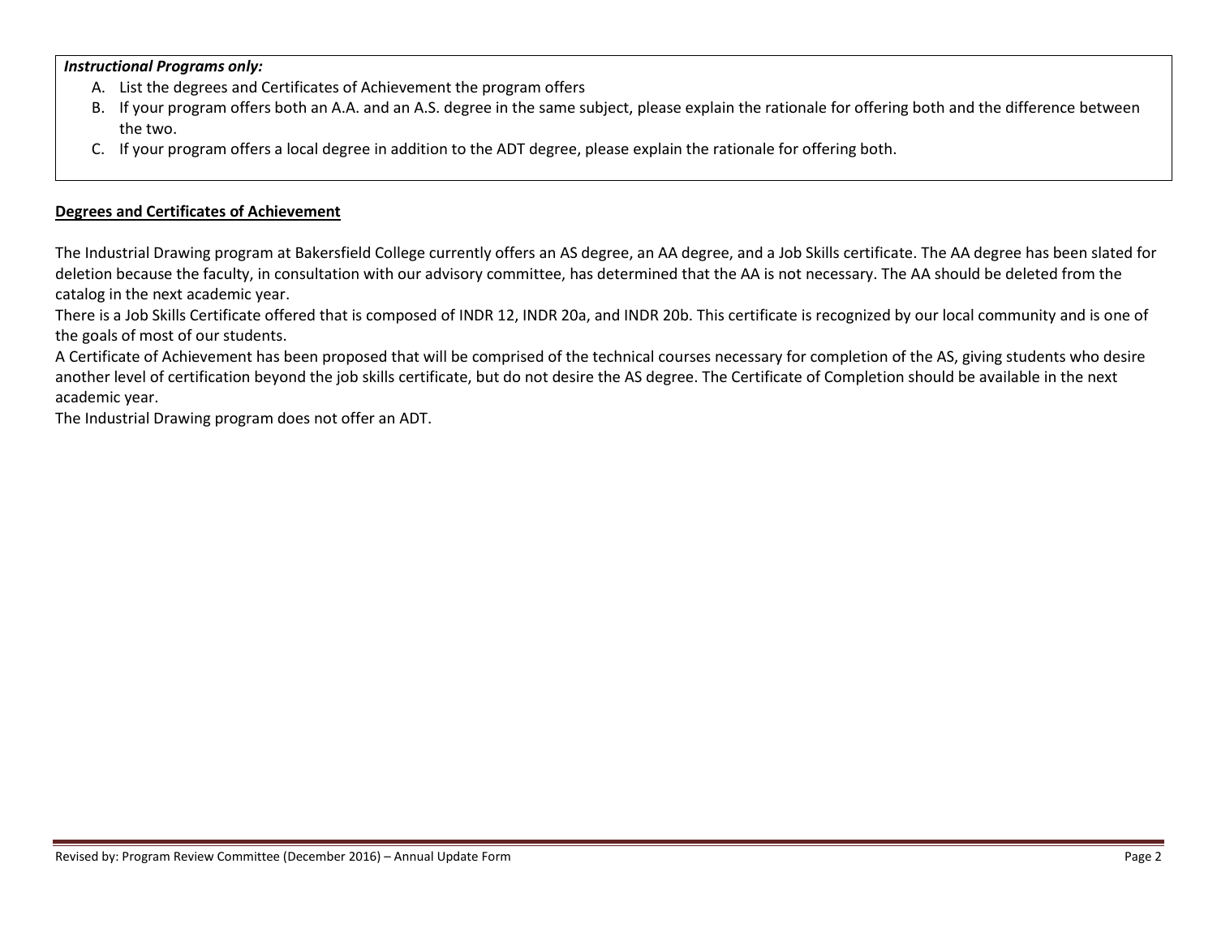***Instructional Programs only:***

A. List the degrees and Certificates of Achievement the program offers
B. If your program offers both an A.A. and an A.S. degree in the same subject, please explain the rationale for offering both and the difference between the two.
C. If your program offers a local degree in addition to the ADT degree, please explain the rationale for offering both.

**Degrees and Certificates of Achievement**

The Industrial Drawing program at Bakersfield College currently offers an AS degree, an AA degree, and a Job Skills certificate. The AA degree has been slated for deletion because the faculty, in consultation with our advisory committee, has determined that the AA is not necessary. The AA should be deleted from the catalog in the next academic year.

There is a Job Skills Certificate offered that is composed of INDR 12, INDR 20a, and INDR 20b. This certificate is recognized by our local community and is one of the goals of most of our students.

A Certificate of Achievement has been proposed that will be comprised of the technical courses necessary for completion of the AS, giving students who desire another level of certification beyond the job skills certificate, but do not desire the AS degree. The Certificate of Completion should be available in the next academic year.

The Industrial Drawing program does not offer an ADT.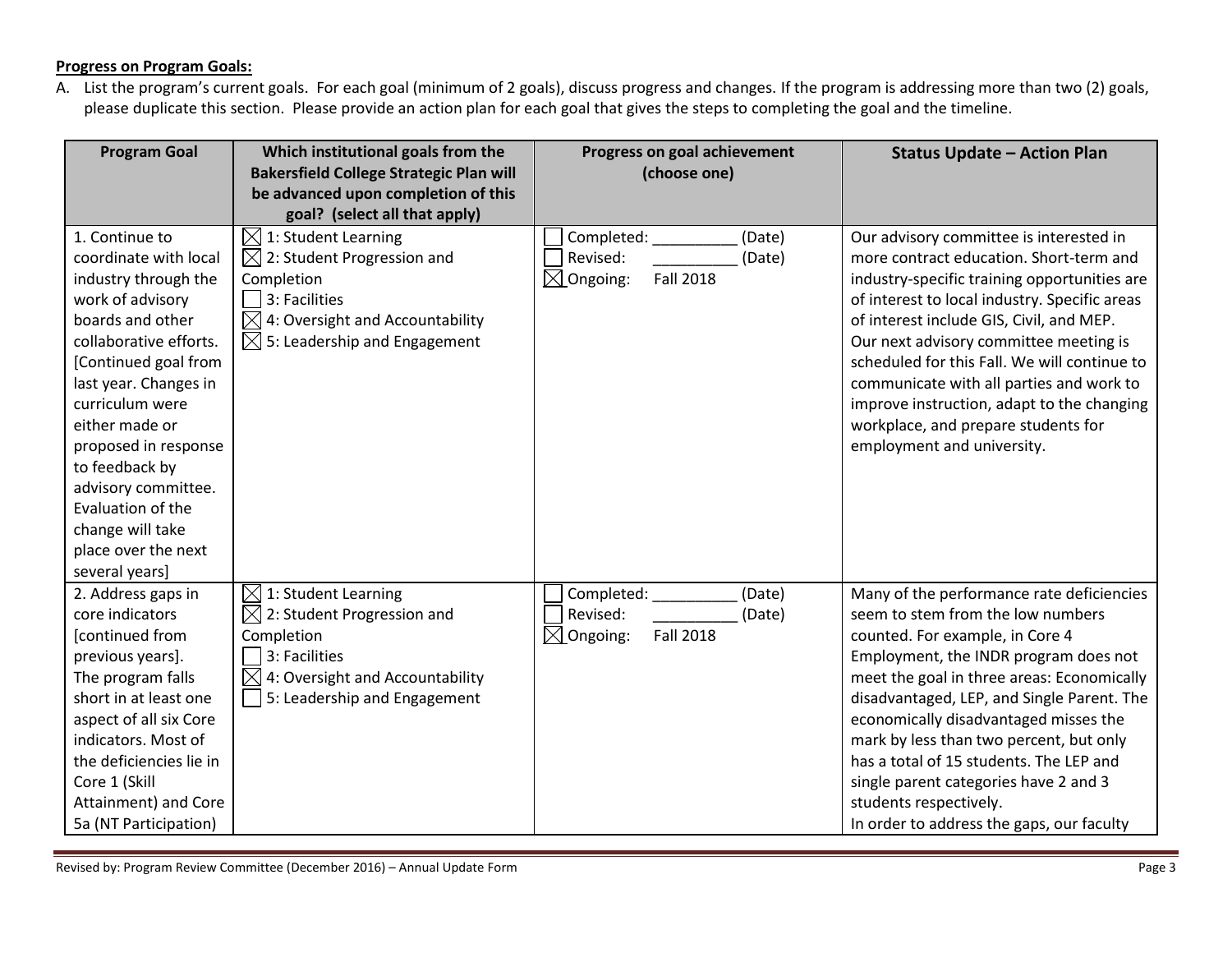**Progress on Program Goals:**

A. List the program's current goals. For each goal (minimum of 2 goals), discuss progress and changes. If the program is addressing more than two (2) goals, please duplicate this section. Please provide an action plan for each goal that gives the steps to completing the goal and the timeline.

| Program Goal | Which institutional goals from the Bakersfield College Strategic Plan will be advanced upon completion of this goal? (select all that apply) | Progress on goal achievement (choose one) | Status Update – Action Plan |
|---|---|---|---|
| 1. Continue to coordinate with local industry through the work of advisory boards and other collaborative efforts. [Continued goal from last year. Changes in curriculum were either made or proposed in response to feedback by advisory committee. Evaluation of the change will take place over the next several years] | ☒ 1: Student Learning<br>☒ 2: Student Progression and Completion<br>☐ 3: Facilities<br>☒ 4: Oversight and Accountability<br>☒ 5: Leadership and Engagement | ☐ Completed: __________ (Date)<br>☐ Revised: __________ (Date)<br>☒ Ongoing: Fall 2018 | Our advisory committee is interested in more contract education. Short-term and industry-specific training opportunities are of interest to local industry. Specific areas of interest include GIS, Civil, and MEP. Our next advisory committee meeting is scheduled for this Fall. We will continue to communicate with all parties and work to improve instruction, adapt to the changing workplace, and prepare students for employment and university. |
| 2. Address gaps in core indicators [continued from previous years]. The program falls short in at least one aspect of all six Core indicators. Most of the deficiencies lie in Core 1 (Skill Attainment) and Core 5a (NT Participation) | ☒ 1: Student Learning<br>☒ 2: Student Progression and Completion<br>☐ 3: Facilities<br>☒ 4: Oversight and Accountability<br>☐ 5: Leadership and Engagement | ☐ Completed: __________ (Date)<br>☐ Revised: __________ (Date)<br>☒ Ongoing: Fall 2018 | Many of the performance rate deficiencies seem to stem from the low numbers counted. For example, in Core 4 Employment, the INDR program does not meet the goal in three areas: Economically disadvantaged, LEP, and Single Parent. The economically disadvantaged misses the mark by less than two percent, but only has a total of 15 students. The LEP and single parent categories have 2 and 3 students respectively.<br>In order to address the gaps, our faculty |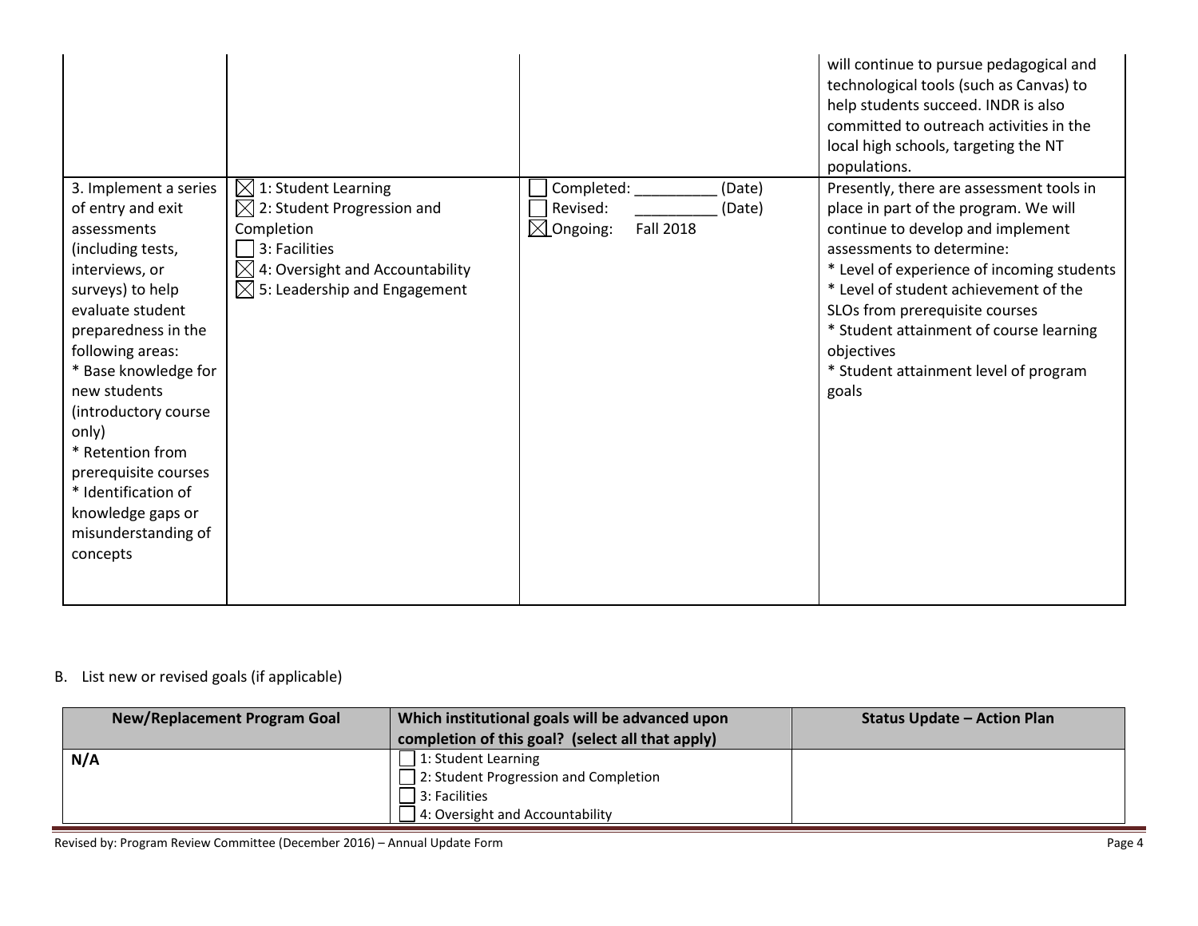| | | | will continue to pursue pedagogical and technological tools (such as Canvas) to help students succeed. INDR is also committed to outreach activities in the local high schools, targeting the NT populations. |
|---|---|---|---|
| 3. Implement a series of entry and exit assessments (including tests, interviews, or surveys) to help evaluate student preparedness in the following areas:<br>* Base knowledge for new students (introductory course only)<br>* Retention from prerequisite courses<br>* Identification of knowledge gaps or misunderstanding of concepts | ☒ 1: Student Learning<br>☒ 2: Student Progression and Completion<br>☐ 3: Facilities<br>☒ 4: Oversight and Accountability<br>☒ 5: Leadership and Engagement | ☐ Completed: __________ (Date)<br>☐ Revised: __________ (Date)<br>☒ Ongoing: Fall 2018 | Presently, there are assessment tools in place in part of the program. We will continue to develop and implement assessments to determine:<br>* Level of experience of incoming students<br>* Level of student achievement of the SLOs from prerequisite courses<br>* Student attainment of course learning objectives<br>* Student attainment level of program goals |

B. List new or revised goals (if applicable)

| New/Replacement Program Goal | Which institutional goals will be advanced upon completion of this goal? (select all that apply) | Status Update – Action Plan |
|---|---|---|
| **N/A** | ☐ 1: Student Learning<br>☐ 2: Student Progression and Completion<br>☐ 3: Facilities<br>☐ 4: Oversight and Accountability | |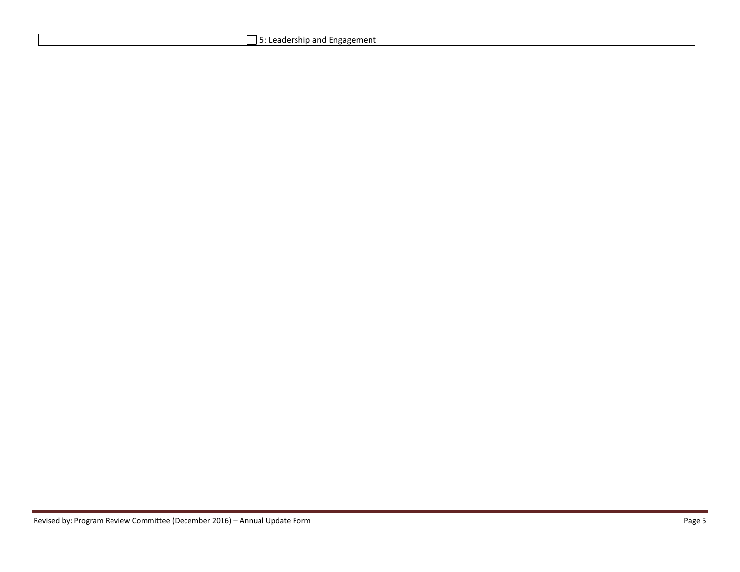| | | |
|---|---|---|
| | ☐ 5: Leadership and Engagement | |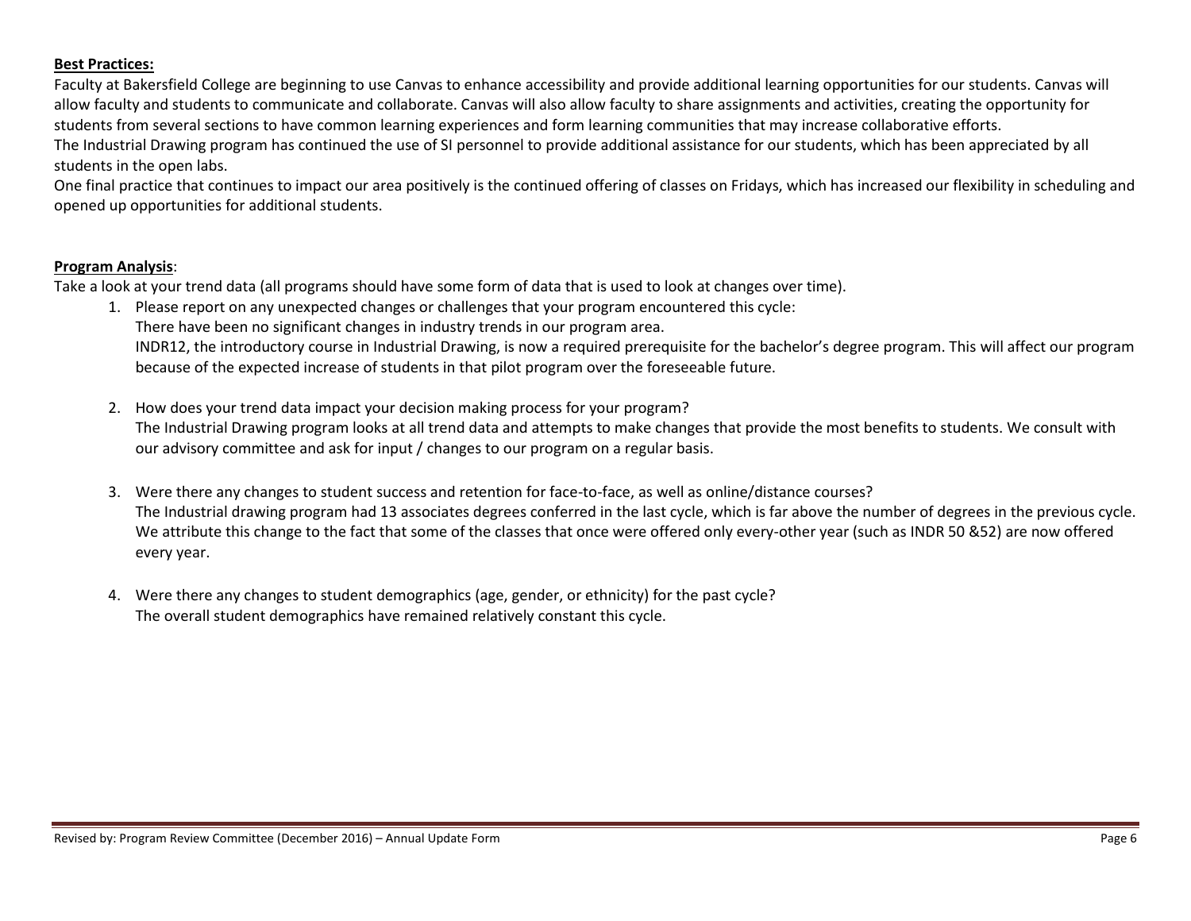**Best Practices:**

Faculty at Bakersfield College are beginning to use Canvas to enhance accessibility and provide additional learning opportunities for our students. Canvas will allow faculty and students to communicate and collaborate. Canvas will also allow faculty to share assignments and activities, creating the opportunity for students from several sections to have common learning experiences and form learning communities that may increase collaborative efforts.

The Industrial Drawing program has continued the use of SI personnel to provide additional assistance for our students, which has been appreciated by all students in the open labs.

One final practice that continues to impact our area positively is the continued offering of classes on Fridays, which has increased our flexibility in scheduling and opened up opportunities for additional students.

**Program Analysis**:

Take a look at your trend data (all programs should have some form of data that is used to look at changes over time).

1. Please report on any unexpected changes or challenges that your program encountered this cycle:
   There have been no significant changes in industry trends in our program area.
   INDR12, the introductory course in Industrial Drawing, is now a required prerequisite for the bachelor's degree program. This will affect our program because of the expected increase of students in that pilot program over the foreseeable future.

2. How does your trend data impact your decision making process for your program?
   The Industrial Drawing program looks at all trend data and attempts to make changes that provide the most benefits to students. We consult with our advisory committee and ask for input / changes to our program on a regular basis.

3. Were there any changes to student success and retention for face-to-face, as well as online/distance courses?
   The Industrial drawing program had 13 associates degrees conferred in the last cycle, which is far above the number of degrees in the previous cycle. We attribute this change to the fact that some of the classes that once were offered only every-other year (such as INDR 50 &52) are now offered every year.

4. Were there any changes to student demographics (age, gender, or ethnicity) for the past cycle?
   The overall student demographics have remained relatively constant this cycle.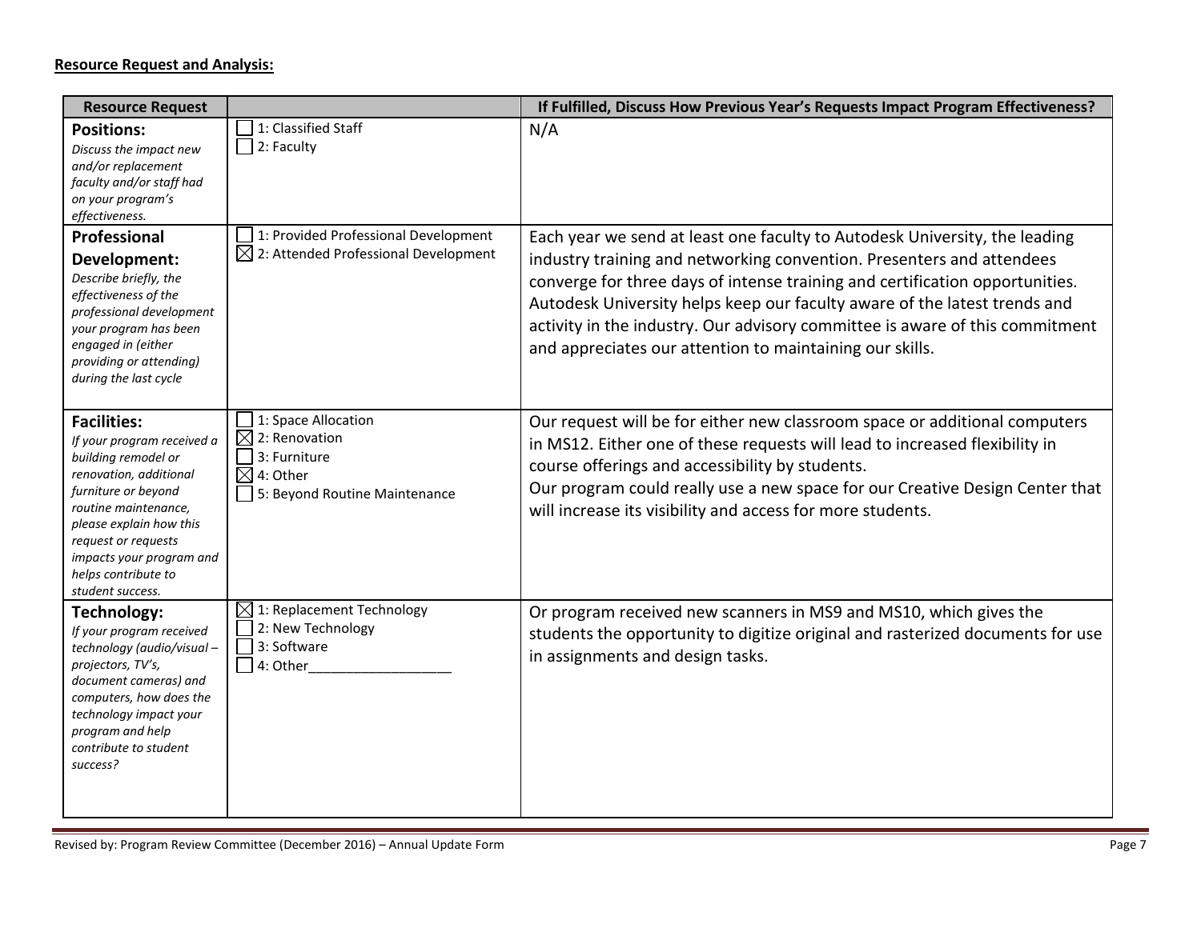**Resource Request and Analysis:**

| Resource Request | | If Fulfilled, Discuss How Previous Year's Requests Impact Program Effectiveness? |
|---|---|---|
| **Positions:** *Discuss the impact new and/or replacement faculty and/or staff had on your program's effectiveness.* | ☐ 1: Classified Staff<br>☐ 2: Faculty | N/A |
| **Professional Development:** *Describe briefly, the effectiveness of the professional development your program has been engaged in (either providing or attending) during the last cycle* | ☐ 1: Provided Professional Development<br>☒ 2: Attended Professional Development | Each year we send at least one faculty to Autodesk University, the leading industry training and networking convention. Presenters and attendees converge for three days of intense training and certification opportunities. Autodesk University helps keep our faculty aware of the latest trends and activity in the industry. Our advisory committee is aware of this commitment and appreciates our attention to maintaining our skills. |
| **Facilities:** *If your program received a building remodel or renovation, additional furniture or beyond routine maintenance, please explain how this request or requests impacts your program and helps contribute to student success.* | ☐ 1: Space Allocation<br>☒ 2: Renovation<br>☐ 3: Furniture<br>☒ 4: Other<br>☐ 5: Beyond Routine Maintenance | Our request will be for either new classroom space or additional computers in MS12. Either one of these requests will lead to increased flexibility in course offerings and accessibility by students.<br>Our program could really use a new space for our Creative Design Center that will increase its visibility and access for more students. |
| **Technology:** *If your program received technology (audio/visual – projectors, TV's, document cameras) and computers, how does the technology impact your program and help contribute to student success?* | ☒ 1: Replacement Technology<br>☐ 2: New Technology<br>☐ 3: Software<br>☐ 4: Other__________________ | Or program received new scanners in MS9 and MS10, which gives the students the opportunity to digitize original and rasterized documents for use in assignments and design tasks. |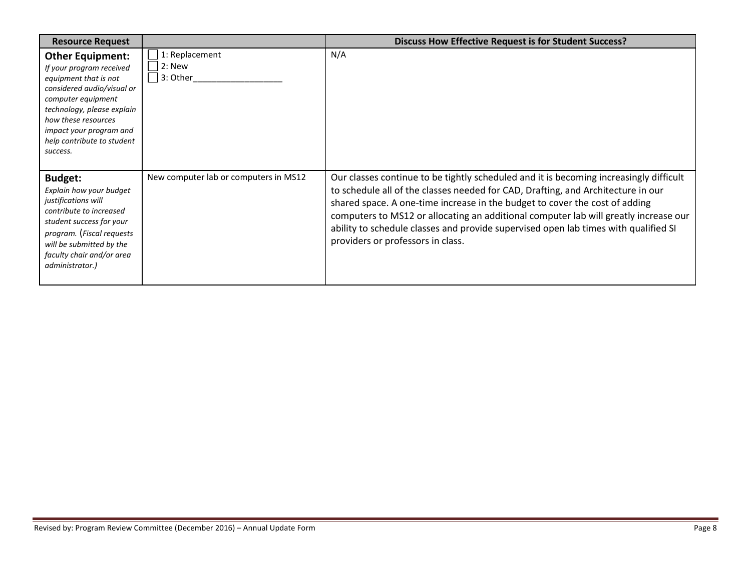| Resource Request | | Discuss How Effective Request is for Student Success? |
|---|---|---|
| **Other Equipment:** *If your program received equipment that is not considered audio/visual or computer equipment technology, please explain how these resources impact your program and help contribute to student success.* | ☐ 1: Replacement<br>☐ 2: New<br>☐ 3: Other___________________ | N/A |
| **Budget:** *Explain how your budget justifications will contribute to increased student success for your program. (Fiscal requests will be submitted by the faculty chair and/or area administrator.)* | New computer lab or computers in MS12 | Our classes continue to be tightly scheduled and it is becoming increasingly difficult to schedule all of the classes needed for CAD, Drafting, and Architecture in our shared space. A one-time increase in the budget to cover the cost of adding computers to MS12 or allocating an additional computer lab will greatly increase our ability to schedule classes and provide supervised open lab times with qualified SI providers or professors in class. |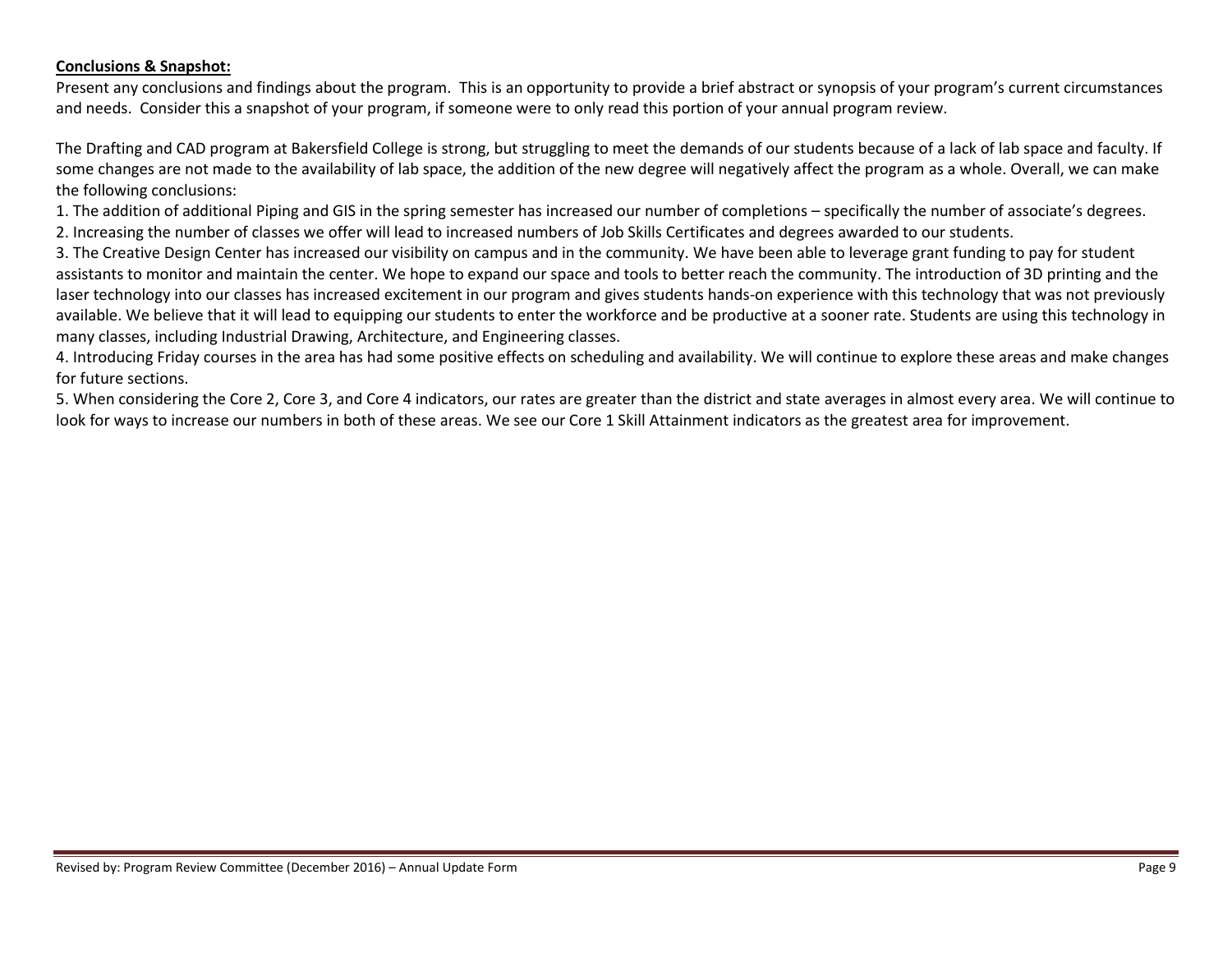**Conclusions & Snapshot:**

Present any conclusions and findings about the program. This is an opportunity to provide a brief abstract or synopsis of your program's current circumstances and needs. Consider this a snapshot of your program, if someone were to only read this portion of your annual program review.

The Drafting and CAD program at Bakersfield College is strong, but struggling to meet the demands of our students because of a lack of lab space and faculty. If some changes are not made to the availability of lab space, the addition of the new degree will negatively affect the program as a whole. Overall, we can make the following conclusions:

1. The addition of additional Piping and GIS in the spring semester has increased our number of completions – specifically the number of associate's degrees.
2. Increasing the number of classes we offer will lead to increased numbers of Job Skills Certificates and degrees awarded to our students.
3. The Creative Design Center has increased our visibility on campus and in the community. We have been able to leverage grant funding to pay for student assistants to monitor and maintain the center. We hope to expand our space and tools to better reach the community. The introduction of 3D printing and the laser technology into our classes has increased excitement in our program and gives students hands-on experience with this technology that was not previously available. We believe that it will lead to equipping our students to enter the workforce and be productive at a sooner rate. Students are using this technology in many classes, including Industrial Drawing, Architecture, and Engineering classes.
4. Introducing Friday courses in the area has had some positive effects on scheduling and availability. We will continue to explore these areas and make changes for future sections.
5. When considering the Core 2, Core 3, and Core 4 indicators, our rates are greater than the district and state averages in almost every area. We will continue to look for ways to increase our numbers in both of these areas. We see our Core 1 Skill Attainment indicators as the greatest area for improvement.